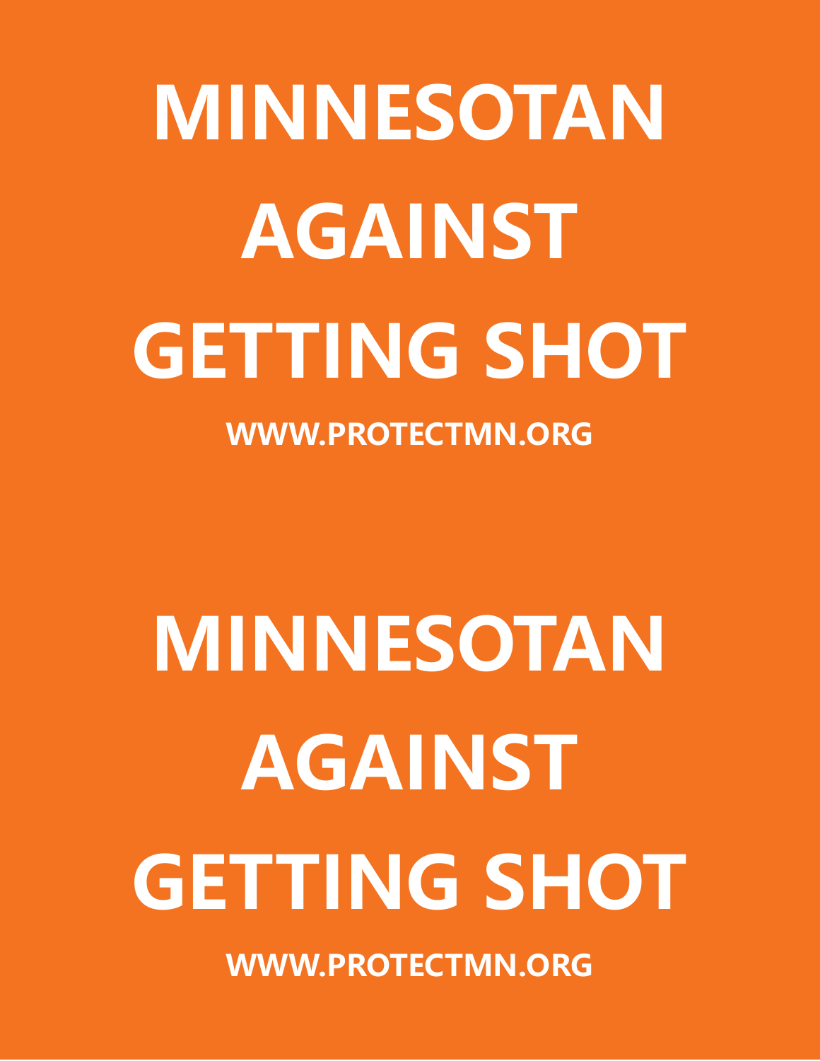# MINNESOTAN AGAINST GETTING SHOT

**WWW.PROTECTMN.ORG**

# MINNESOTAN AGAINST GETTING SHOT

**WWW.PROTECTMN.ORG**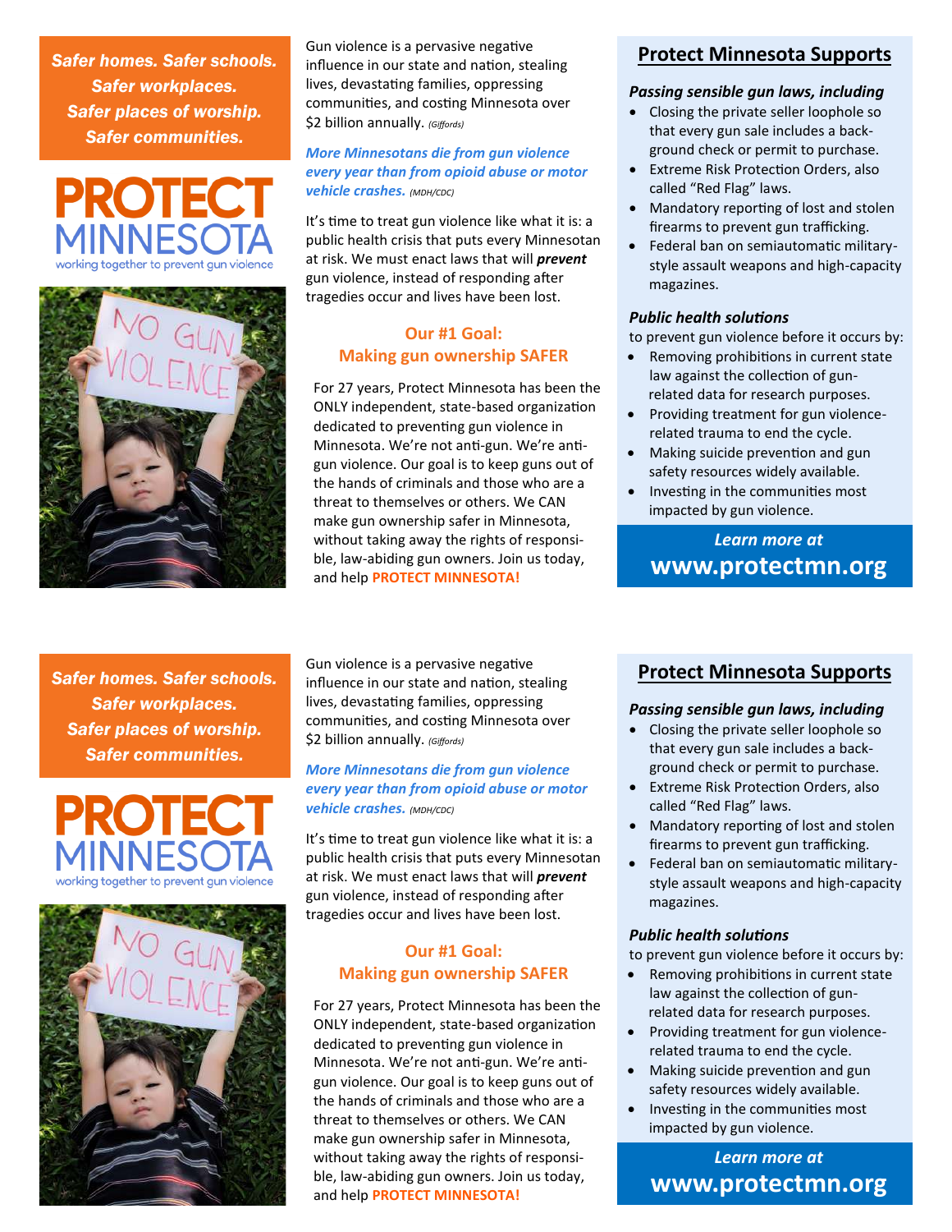*Safer homes. Safer schools. Safer workplaces. Safer places of worship. Safer communities.*

# PROTECT MINNESOTA

working together to prevent gun violence

NO GUN VIOLENCE

Gun violence is a pervasive negative influence in our state and nation, stealing lives, devastating families, oppressing communities, and costing Minnesota over $2 billion annually. *(Giffords)*

***More Minnesotans die from gun violence every year than from opioid abuse or motor vehicle crashes.*** *(MDH/CDC)*

It's time to treat gun violence like what it is: a public health crisis that puts every Minnesotan at risk. We must enact laws that will ***prevent*** gun violence, instead of responding after tragedies occur and lives have been lost.

## Our #1 Goal: Making gun ownership SAFER

For 27 years, Protect Minnesota has been the ONLY independent, state-based organization dedicated to preventing gun violence in Minnesota. We're not anti-gun. We're anti-gun violence. Our goal is to keep guns out of the hands of criminals and those who are a threat to themselves or others. We CAN make gun ownership safer in Minnesota, without taking away the rights of responsible, law-abiding gun owners. Join us today, and help **PROTECT MINNESOTA!**

## Protect Minnesota Supports

***Passing sensible gun laws, including***

- Closing the private seller loophole so that every gun sale includes a background check or permit to purchase.
- Extreme Risk Protection Orders, also called "Red Flag" laws.
- Mandatory reporting of lost and stolen firearms to prevent gun trafficking.
- Federal ban on semiautomatic military-style assault weapons and high-capacity magazines.

***Public health solutions***

to prevent gun violence before it occurs by:

- Removing prohibitions in current state law against the collection of gun-related data for research purposes.
- Providing treatment for gun violence-related trauma to end the cycle.
- Making suicide prevention and gun safety resources widely available.
- Investing in the communities most impacted by gun violence.

*Learn more at*

**www.protectmn.org**

---

*Safer homes. Safer schools. Safer workplaces. Safer places of worship. Safer communities.*

# PROTECT MINNESOTA

working together to prevent gun violence

NO GUN VIOLENCE

Gun violence is a pervasive negative influence in our state and nation, stealing lives, devastating families, oppressing communities, and costing Minnesota over $2 billion annually. *(Giffords)*

***More Minnesotans die from gun violence every year than from opioid abuse or motor vehicle crashes.*** *(MDH/CDC)*

It's time to treat gun violence like what it is: a public health crisis that puts every Minnesotan at risk. We must enact laws that will ***prevent*** gun violence, instead of responding after tragedies occur and lives have been lost.

## Our #1 Goal: Making gun ownership SAFER

For 27 years, Protect Minnesota has been the ONLY independent, state-based organization dedicated to preventing gun violence in Minnesota. We're not anti-gun. We're anti-gun violence. Our goal is to keep guns out of the hands of criminals and those who are a threat to themselves or others. We CAN make gun ownership safer in Minnesota, without taking away the rights of responsible, law-abiding gun owners. Join us today, and help **PROTECT MINNESOTA!**

## Protect Minnesota Supports

***Passing sensible gun laws, including***

- Closing the private seller loophole so that every gun sale includes a background check or permit to purchase.
- Extreme Risk Protection Orders, also called "Red Flag" laws.
- Mandatory reporting of lost and stolen firearms to prevent gun trafficking.
- Federal ban on semiautomatic military-style assault weapons and high-capacity magazines.

***Public health solutions***

to prevent gun violence before it occurs by:

- Removing prohibitions in current state law against the collection of gun-related data for research purposes.
- Providing treatment for gun violence-related trauma to end the cycle.
- Making suicide prevention and gun safety resources widely available.
- Investing in the communities most impacted by gun violence.

*Learn more at*

**www.protectmn.org**